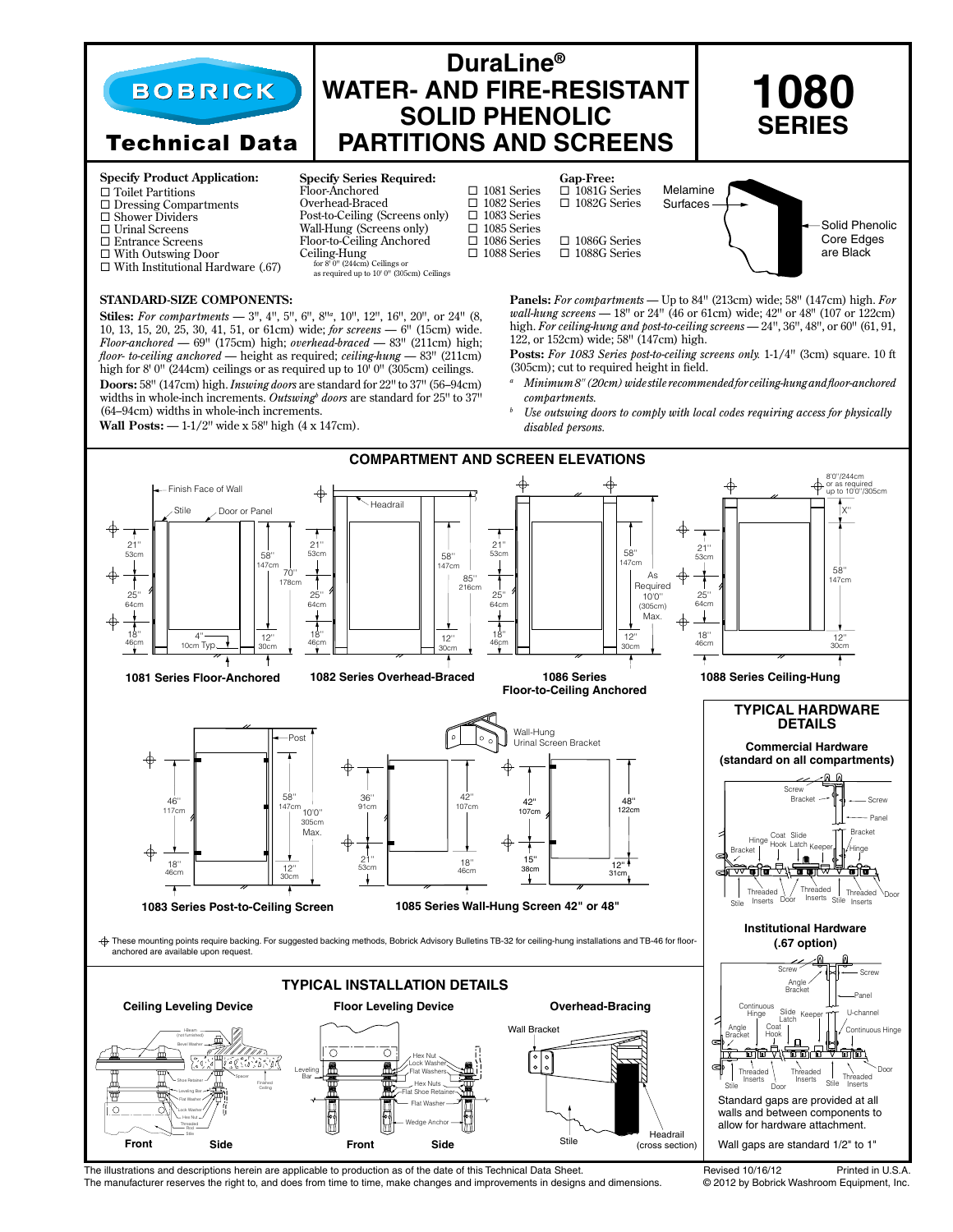# BOBRICK Technical Data

# DuraLine® WATER- AND FIRE-RESISTANT SOLID PHENOLIC PARTITIONS AND SCREENS

# 1080 SERIES

**Specify Product Application:**
- ☐ Toilet Partitions
- ☐ Dressing Compartments
- ☐ Shower Dividers
- ☐ Urinal Screens
- ☐ Entrance Screens
- ☐ With Outswing Door
- ☐ With Institutional Hardware (.67)

| Specify Series Required: | | Gap-Free: |
|---|---|---|
| Floor-Anchored | ☐ 1081 Series | ☐ 1081G Series |
| Overhead-Braced | ☐ 1082 Series | ☐ 1082G Series |
| Post-to-Ceiling (Screens only) | ☐ 1083 Series | |
| Wall-Hung (Screens only) | ☐ 1085 Series | |
| Floor-to-Ceiling Anchored | ☐ 1086 Series | ☐ 1086G Series |
| Ceiling-Hung for 8' 0" (244cm) Ceilings or as required up to 10' 0" (305cm) Ceilings | ☐ 1088 Series | ☐ 1088G Series |

Melamine Surfaces — Solid Phenolic Core Edges are Black

## STANDARD-SIZE COMPONENTS:

**Stiles:** *For compartments* — 3", 4", 5", 6", 8"[a], 10", 12", 16", 20", or 24" (8, 10, 13, 15, 20, 25, 30, 41, 51, or 61cm) wide; *for screens* — 6" (15cm) wide. *Floor-anchored* — 69" (175cm) high; *overhead-braced* — 83" (211cm) high; *floor- to-ceiling anchored* — height as required; *ceiling-hung* — 83" (211cm) high for 8' 0" (244cm) ceilings or as required up to 10' 0" (305cm) ceilings.

**Doors:** 58" (147cm) high. *Inswing doors* are standard for 22" to 37" (56–94cm) widths in whole-inch increments. *Outswing*[b] *doors* are standard for 25" to 37" (64–94cm) widths in whole-inch increments.

**Wall Posts:** — 1-1/2" wide x 58" high (4 x 147cm).

**Panels:** *For compartments* — Up to 84" (213cm) wide; 58" (147cm) high. *For wall-hung screens* — 18" or 24" (46 or 61cm) wide; 42" or 48" (107 or 122cm) high. *For ceiling-hung and post-to-ceiling screens* — 24", 36", 48", or 60" (61, 91, 122, or 152cm) wide; 58" (147cm) high.

**Posts:** *For 1083 Series post-to-ceiling screens only.* 1-1/4" (3cm) square. 10 ft (305cm); cut to required height in field.

[a] *Minimum 8" (20cm) wide stile recommended for ceiling-hung and floor-anchored compartments.*

[b] *Use outswing doors to comply with local codes requiring access for physically disabled persons.*

## COMPARTMENT AND SCREEN ELEVATIONS

1081 Series Floor-Anchored

1082 Series Overhead-Braced

1086 Series Floor-to-Ceiling Anchored

1088 Series Ceiling-Hung

1083 Series Post-to-Ceiling Screen

1085 Series Wall-Hung Screen 42" or 48"

⌖ These mounting points require backing. For suggested backing methods, Bobrick Advisory Bulletins TB-32 for ceiling-hung installations and TB-46 for floor-anchored are available upon request.

## TYPICAL HARDWARE DETAILS

**Commercial Hardware (standard on all compartments)**

**Institutional Hardware (.67 option)**

Standard gaps are provided at all walls and between components to allow for hardware attachment.

Wall gaps are standard 1/2" to 1"

## TYPICAL INSTALLATION DETAILS

Ceiling Leveling Device

Floor Leveling Device

Overhead-Bracing

The illustrations and descriptions herein are applicable to production as of the date of this Technical Data Sheet.
The manufacturer reserves the right to, and does from time to time, make changes and improvements in designs and dimensions.

Revised 10/16/12 Printed in U.S.A.
© 2012 by Bobrick Washroom Equipment, Inc.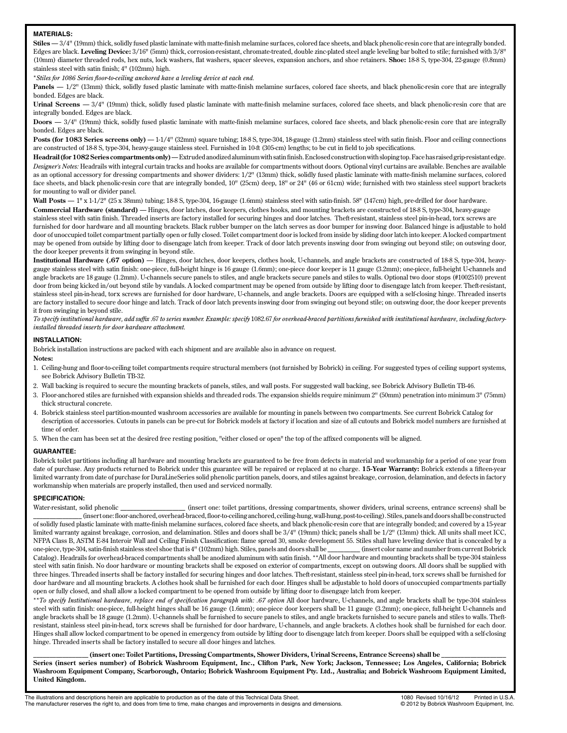## MATERIALS:

**Stiles —** 3/4" (19mm) thick, solidly fused plastic laminate with matte-finish melamine surfaces, colored face sheets, and black phenolic-resin core that are integrally bonded. Edges are black. **Leveling Device:** 3/16" (5mm) thick, corrosion-resistant, chromate-treated, double zinc-plated steel angle leveling bar bolted to stile; furnished with 3/8" (10mm) diameter threaded rods, hex nuts, lock washers, flat washers, spacer sleeves, expansion anchors, and shoe retainers. **Shoe:** 18-8 S, type-304, 22-gauge (0.8mm) stainless steel with satin finish; 4" (102mm) high.

**Stiles for 1086 Series floor-to-ceiling anchored have a leveling device at each end.*

**Panels —** 1/2" (13mm) thick, solidly fused plastic laminate with matte-finish melamine surfaces, colored face sheets, and black phenolic-resin core that are integrally bonded. Edges are black.

**Urinal Screens —** 3/4" (19mm) thick, solidly fused plastic laminate with matte-finish melamine surfaces, colored face sheets, and black phenolic-resin core that are integrally bonded. Edges are black.

**Doors —** 3/4" (19mm) thick, solidly fused plastic laminate with matte-finish melamine surfaces, colored face sheets, and black phenolic-resin core that are integrally bonded. Edges are black.

**Posts (for 1083 Series screens only) —** 1-1/4" (32mm) square tubing; 18-8 S, type-304, 18-gauge (1.2mm) stainless steel with satin finish. Floor and ceiling connections are constructed of 18-8 S, type-304, heavy-gauge stainless steel. Furnished in 10-ft (305-cm) lengths; to be cut in field to job specifications.

**Headrail (for 1082 Series compartments only) —** Extruded anodized aluminum with satin finish. Enclosed construction with sloping top. Face has raised grip-resistant edge. *Designer's Notes:* Headrails with integral curtain tracks and hooks are available for compartments without doors. Optional vinyl curtains are available. Benches are available as an optional accessory for dressing compartments and shower dividers: 1/2" (13mm) thick, solidly fused plastic laminate with matte-finish melamine surfaces, colored face sheets, and black phenolic-resin core that are integrally bonded, 10" (25cm) deep, 18" or 24" (46 or 61cm) wide; furnished with two stainless steel support brackets for mounting to wall or divider panel.

**Wall Posts —** 1" x 1-1/2" (25 x 38mm) tubing; 18-8 S, type-304, 16-gauge (1.6mm) stainless steel with satin-finish. 58" (147cm) high, pre-drilled for door hardware.

**Commercial Hardware (standard) —** Hinges, door latches, door keepers, clothes hooks, and mounting brackets are constructed of 18-8 S, type-304, heavy-gauge stainless steel with satin finish. Threaded inserts are factory installed for securing hinges and door latches. Theft-resistant, stainless steel pin-in-head, torx screws are furnished for door hardware and all mounting brackets. Black rubber bumper on the latch serves as door bumper for inswing door. Balanced hinge is adjustable to hold door of unoccupied toilet compartment partially open or fully closed. Toilet compartment door is locked from inside by sliding door latch into keeper. A locked compartment may be opened from outside by lifting door to disengage latch from keeper. Track of door latch prevents inswing door from swinging out beyond stile; on outswing door, the door keeper prevents it from swinging in beyond stile.

**Institutional Hardware (.67 option) —** Hinges, door latches, door keepers, clothes hook, U-channels, and angle brackets are constructed of 18-8 S, type-304, heavy-gauge stainless steel with satin finish: one-piece, full-height hinge is 16 gauge (1.6mm); one-piece door keeper is 11 gauge (3.2mm); one-piece, full-height U-channels and angle brackets are 18 gauge (1.2mm). U-channels secure panels to stiles, and angle brackets secure panels and stiles to walls. Optional two door stops (#1002510) prevent door from being kicked in/out beyond stile by vandals. A locked compartment may be opened from outside by lifting door to disengage latch from keeper. Theft-resistant, stainless steel pin-in-head, torx screws are furnished for door hardware, U-channels, and angle brackets. Doors are equipped with a self-closing hinge. Threaded inserts are factory installed to secure door hinge and latch. Track of door latch prevents inswing door from swinging out beyond stile; on outswing door, the door keeper prevents it from swinging in beyond stile.

*To specify institutional hardware, add suffix .67 to series number. Example: specify* 1082.67 *for overhead-braced partitions furnished with institutional hardware, including factory-installed threaded inserts for door hardware attachment.*

## INSTALLATION:

Bobrick installation instructions are packed with each shipment and are available also in advance on request.

**Notes:**

1. Ceiling-hung and floor-to-ceiling toilet compartments require structural members (not furnished by Bobrick) in ceiling. For suggested types of ceiling support systems, see Bobrick Advisory Bulletin TB-32.
2. Wall backing is required to secure the mounting brackets of panels, stiles, and wall posts. For suggested wall backing, see Bobrick Advisory Bulletin TB-46.
3. Floor-anchored stiles are furnished with expansion shields and threaded rods. The expansion shields require minimum 2" (50mm) penetration into minimum 3" (75mm) thick structural concrete.
4. Bobrick stainless steel partition-mounted washroom accessories are available for mounting in panels between two compartments. See current Bobrick Catalog for description of accessories. Cutouts in panels can be pre-cut for Bobrick models at factory if location and size of all cutouts and Bobrick model numbers are furnished at time of order.
5. When the cam has been set at the desired free resting position, "either closed or open" the top of the affixed components will be aligned.

## GUARANTEE:

Bobrick toilet partitions including all hardware and mounting brackets are guaranteed to be free from defects in material and workmanship for a period of one year from date of purchase. Any products returned to Bobrick under this guarantee will be repaired or replaced at no charge. **15-Year Warranty:** Bobrick extends a fifteen-year limited warranty from date of purchase for DuraLineSeries solid phenolic partition panels, doors, and stiles against breakage, corrosion, delamination, and defects in factory workmanship when materials are properly installed, then used and serviced normally.

## SPECIFICATION:

Water-resistant, solid phenolic ___________________ (insert one: toilet partitions, dressing compartments, shower dividers, urinal screens, entrance screens) shall be ______________ (insert one: floor-anchored, overhead-braced, floor-to-ceiling anchored, ceiling-hung, wall-hung, post-to-ceiling). Stiles, panels and doors shall be constructed of solidly fused plastic laminate with matte-finish melamine surfaces, colored face sheets, and black phenolic-resin core that are integrally bonded; and covered by a 15-year limited warranty against breakage, corrosion, and delamination. Stiles and doors shall be 3/4" (19mm) thick; panels shall be 1/2" (13mm) thick. All units shall meet ICC, NFPA Class B, ASTM E-84 Interoir Wall and Ceiling Finish Classification: flame spread 30, smoke development 55. Stiles shall have leveling device that is concealed by a one-piece, type-304, satin-finish stainless steel shoe that is 4" (102mm) high. Stiles, panels and doors shall be _________ (insert color name and number from current Bobrick Catalog). Headrails for overhead-braced compartments shall be anodized aluminum with satin finish. **All door hardware and mounting brackets shall be type-304 stainless steel with satin finish. No door hardware or mounting brackets shall be exposed on exterior of compartments, except on outswing doors. All doors shall be supplied with three hinges. Threaded inserts shall be factory installed for securing hinges and door latches. Theft-resistant, stainless steel pin-in-head, torx screws shall be furnished for door hardware and all mounting brackets. A clothes hook shall be furnished for each door. Hinges shall be adjustable to hold doors of unoccupied compartments partially open or fully closed, and shall allow a locked compartment to be opened from outside by lifting door to disengage latch from keeper.

***To specify Institutional hardware, replace end of specification paragraph with: .67 option* All door hardware, U-channels, and angle brackets shall be type-304 stainless steel with satin finish: one-piece, full-height hinges shall be 16 gauge (1.6mm); one-piece door keepers shall be 11 gauge (3.2mm); one-piece, full-height U-channels and angle brackets shall be 18 gauge (1.2mm). U-channels shall be furnished to secure panels to stiles, and angle brackets furnished to secure panels and stiles to walls. Theft-resistant, stainless steel pin-in-head, torx screws shall be furnished for door hardware, U-channels, and angle brackets. A clothes hook shall be furnished for each door. Hinges shall allow locked compartment to be opened in emergency from outside by lifting door to disengage latch from keeper. Doors shall be equipped with a self-closing hinge. Threaded inserts shall be factory installed to secure all door hinges and latches.

**________________ (insert one: Toilet Partitions, Dressing Compartments, Shower Dividers, Urinal Screens, Entrance Screens) shall be __________________ Series (insert series number) of Bobrick Washroom Equipment, Inc., Clifton Park, New York; Jackson, Tennessee; Los Angeles, California; Bobrick Washroom Equipment Company, Scarborough, Ontario; Bobrick Washroom Equipment Pty. Ltd., Australia; and Bobrick Washroom Equipment Limited, United Kingdom.**

The illustrations and descriptions herein are applicable to production as of the date of this Technical Data Sheet. The manufacturer reserves the right to, and does from time to time, make changes and improvements in designs and dimensions.

1080 Revised 10/16/12 Printed in U.S.A. © 2012 by Bobrick Washroom Equipment, Inc.